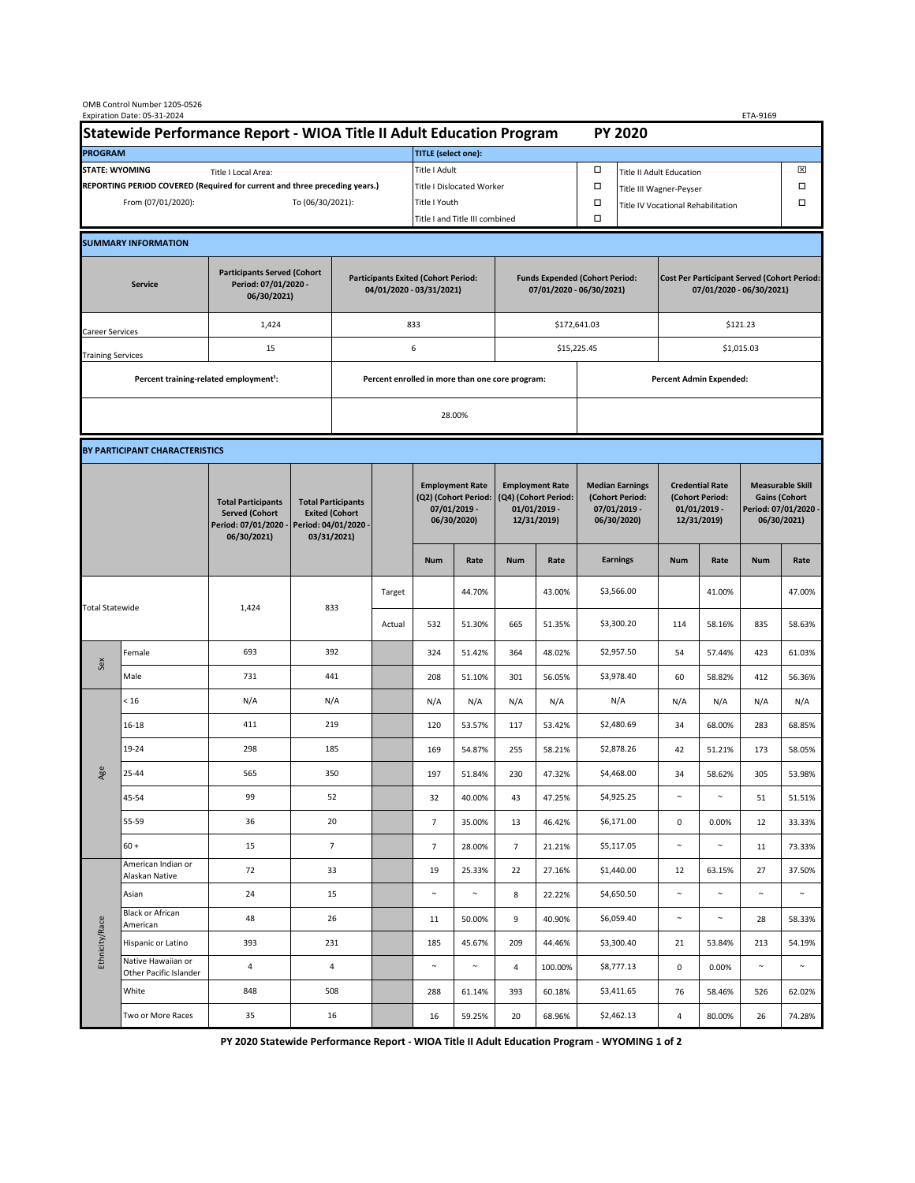OMB Control Number 1205-0526
Expiration Date: 05-31-2024

ETA-9169

# Statewide Performance Report - WIOA Title II Adult Education Program PY 2020

| PROGRAM | | TITLE (select one): | | | |
|---|---|---|---|---|---|
| STATE: WYOMING | Title I Local Area: | Title I Adult | ☐ | Title II Adult Education | ☒ |
| REPORTING PERIOD COVERED (Required for current and three preceding years.) | | Title I Dislocated Worker | ☐ | Title III Wagner-Peyser | ☐ |
| From (07/01/2020): | To (06/30/2021): | Title I Youth | ☐ | Title IV Vocational Rehabilitation | ☐ |
| | | Title I and Title III combined | ☐ | | |

## SUMMARY INFORMATION

| Service | Participants Served (Cohort Period: 07/01/2020 - 06/30/2021) | Participants Exited (Cohort Period: 04/01/2020 - 03/31/2021) | Funds Expended (Cohort Period: 07/01/2020 - 06/30/2021) | Cost Per Participant Served (Cohort Period: 07/01/2020 - 06/30/2021) |
|---|---|---|---|---|
| Career Services | 1,424 | 833 | $172,641.03 | $121.23 |
| Training Services | 15 | 6 | $15,225.45 | $1,015.03 |

| Percent training-related employment[1]: | Percent enrolled in more than one core program: | Percent Admin Expended: |
|---|---|---|
| | 28.00% | |

## BY PARTICIPANT CHARACTERISTICS

| | | Total Participants Served (Cohort Period: 07/01/2020 - 06/30/2021) | Total Participants Exited (Cohort Period: 04/01/2020 - 03/31/2021) | | Employment Rate (Q2) (Cohort Period: 07/01/2019 - 06/30/2020) | | Employment Rate (Q4) (Cohort Period: 01/01/2019 - 12/31/2019) | | Median Earnings (Cohort Period: 07/01/2019 - 06/30/2020) | Credential Rate (Cohort Period: 01/01/2019 - 12/31/2019) | | Measurable Skill Gains (Cohort Period: 07/01/2020 - 06/30/2021) | |
|---|---|---|---|---|---|---|---|---|---|---|---|---|---|
| | | | | | Num | Rate | Num | Rate | Earnings | Num | Rate | Num | Rate |
| Total Statewide | | 1,424 | 833 | Target | | 44.70% | | 43.00% | $3,566.00 | | 41.00% | | 47.00% |
| | | | | Actual | 532 | 51.30% | 665 | 51.35% | $3,300.20 | 114 | 58.16% | 835 | 58.63% |
| Sex | Female | 693 | 392 | | 324 | 51.42% | 364 | 48.02% | $2,957.50 | 54 | 57.44% | 423 | 61.03% |
| | Male | 731 | 441 | | 208 | 51.10% | 301 | 56.05% | $3,978.40 | 60 | 58.82% | 412 | 56.36% |
| Age | < 16 | N/A | N/A | | N/A | N/A | N/A | N/A | N/A | N/A | N/A | N/A | N/A |
| | 16-18 | 411 | 219 | | 120 | 53.57% | 117 | 53.42% | $2,480.69 | 34 | 68.00% | 283 | 68.85% |
| | 19-24 | 298 | 185 | | 169 | 54.87% | 255 | 58.21% | $2,878.26 | 42 | 51.21% | 173 | 58.05% |
| | 25-44 | 565 | 350 | | 197 | 51.84% | 230 | 47.32% | $4,468.00 | 34 | 58.62% | 305 | 53.98% |
| | 45-54 | 99 | 52 | | 32 | 40.00% | 43 | 47.25% | $4,925.25 | ~ | ~ | 51 | 51.51% |
| | 55-59 | 36 | 20 | | 7 | 35.00% | 13 | 46.42% | $6,171.00 | 0 | 0.00% | 12 | 33.33% |
| | 60 + | 15 | 7 | | 7 | 28.00% | 7 | 21.21% | $5,117.05 | ~ | ~ | 11 | 73.33% |
| Ethnicity/Race | American Indian or Alaskan Native | 72 | 33 | | 19 | 25.33% | 22 | 27.16% | $1,440.00 | 12 | 63.15% | 27 | 37.50% |
| | Asian | 24 | 15 | | ~ | ~ | 8 | 22.22% | $4,650.50 | ~ | ~ | ~ | ~ |
| | Black or African American | 48 | 26 | | 11 | 50.00% | 9 | 40.90% | $6,059.40 | ~ | ~ | 28 | 58.33% |
| | Hispanic or Latino | 393 | 231 | | 185 | 45.67% | 209 | 44.46% | $3,300.40 | 21 | 53.84% | 213 | 54.19% |
| | Native Hawaiian or Other Pacific Islander | 4 | 4 | | ~ | ~ | 4 | 100.00% | $8,777.13 | 0 | 0.00% | ~ | ~ |
| | White | 848 | 508 | | 288 | 61.14% | 393 | 60.18% | $3,411.65 | 76 | 58.46% | 526 | 62.02% |
| | Two or More Races | 35 | 16 | | 16 | 59.25% | 20 | 68.96% | $2,462.13 | 4 | 80.00% | 26 | 74.28% |

PY 2020 Statewide Performance Report - WIOA Title II Adult Education Program - WYOMING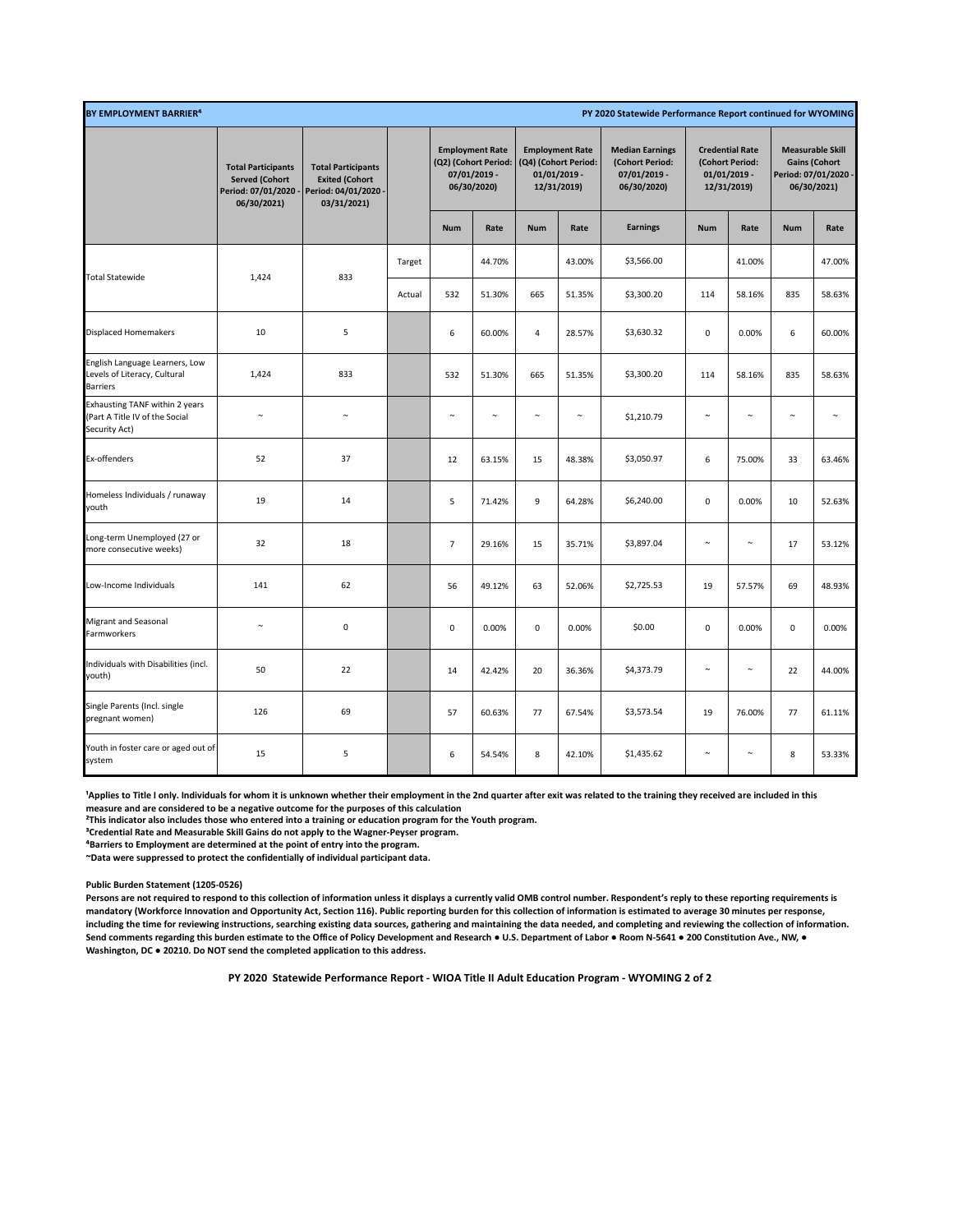| **BY EMPLOYMENT BARRIER[4]** | | | | | | | | | | | | | |
|---|---|---|---|---|---|---|---|---|---|---|---|---|---|
| | **Total Participants Served (Cohort Period: 07/01/2020 - 06/30/2021)** | **Total Participants Exited (Cohort Period: 04/01/2020 - 03/31/2021)** | | **Employment Rate (Q2) (Cohort Period: 07/01/2019 - 06/30/2020)** | | **Employment Rate (Q4) (Cohort Period: 01/01/2019 - 12/31/2019)** | | **Median Earnings (Cohort Period: 07/01/2019 - 06/30/2020)** | **Credential Rate (Cohort Period: 01/01/2019 - 12/31/2019)** | | **Measurable Skill Gains (Cohort Period: 07/01/2020 - 06/30/2021)** | |
| | | | | **Num** | **Rate** | **Num** | **Rate** | **Earnings** | **Num** | **Rate** | **Num** | **Rate** |
| Total Statewide | 1,424 | 833 | Target | | 44.70% | | 43.00% | $3,566.00 | | 41.00% | | 47.00% |
| | | | Actual | 532 | 51.30% | 665 | 51.35% | $3,300.20 | 114 | 58.16% | 835 | 58.63% |
| Displaced Homemakers | 10 | 5 | | 6 | 60.00% | 4 | 28.57% | $3,630.32 | 0 | 0.00% | 6 | 60.00% |
| English Language Learners, Low Levels of Literacy, Cultural Barriers | 1,424 | 833 | | 532 | 51.30% | 665 | 51.35% | $3,300.20 | 114 | 58.16% | 835 | 58.63% |
| Exhausting TANF within 2 years (Part A Title IV of the Social Security Act) | ~ | ~ | | ~ | ~ | ~ | ~ | $1,210.79 | ~ | ~ | ~ | ~ |
| Ex-offenders | 52 | 37 | | 12 | 63.15% | 15 | 48.38% | $3,050.97 | 6 | 75.00% | 33 | 63.46% |
| Homeless Individuals / runaway youth | 19 | 14 | | 5 | 71.42% | 9 | 64.28% | $6,240.00 | 0 | 0.00% | 10 | 52.63% |
| Long-term Unemployed (27 or more consecutive weeks) | 32 | 18 | | 7 | 29.16% | 15 | 35.71% | $3,897.04 | ~ | ~ | 17 | 53.12% |
| Low-Income Individuals | 141 | 62 | | 56 | 49.12% | 63 | 52.06% | $2,725.53 | 19 | 57.57% | 69 | 48.93% |
| Migrant and Seasonal Farmworkers | ~ | 0 | | 0 | 0.00% | 0 | 0.00% | $0.00 | 0 | 0.00% | 0 | 0.00% |
| Individuals with Disabilities (incl. youth) | 50 | 22 | | 14 | 42.42% | 20 | 36.36% | $4,373.79 | ~ | ~ | 22 | 44.00% |
| Single Parents (Incl. single pregnant women) | 126 | 69 | | 57 | 60.63% | 77 | 67.54% | $3,573.54 | 19 | 76.00% | 77 | 61.11% |
| Youth in foster care or aged out of system | 15 | 5 | | 6 | 54.54% | 8 | 42.10% | $1,435.62 | ~ | ~ | 8 | 53.33% |

**[1]Applies to Title I only. Individuals for whom it is unknown whether their employment in the 2nd quarter after exit was related to the training they received are included in this measure and are considered to be a negative outcome for the purposes of this calculation**

**[2]This indicator also includes those who entered into a training or education program for the Youth program.**

**[3]Credential Rate and Measurable Skill Gains do not apply to the Wagner-Peyser program.**

**[4]Barriers to Employment are determined at the point of entry into the program.**

**~Data were suppressed to protect the confidentially of individual participant data.**

**Public Burden Statement (1205-0526)**

**Persons are not required to respond to this collection of information unless it displays a currently valid OMB control number. Respondent's reply to these reporting requirements is mandatory (Workforce Innovation and Opportunity Act, Section 116). Public reporting burden for this collection of information is estimated to average 30 minutes per response, including the time for reviewing instructions, searching existing data sources, gathering and maintaining the data needed, and completing and reviewing the collection of information. Send comments regarding this burden estimate to the Office of Policy Development and Research ● U.S. Department of Labor ● Room N-5641 ● 200 Constitution Ave., NW, ● Washington, DC ● 20210. Do NOT send the completed application to this address.**